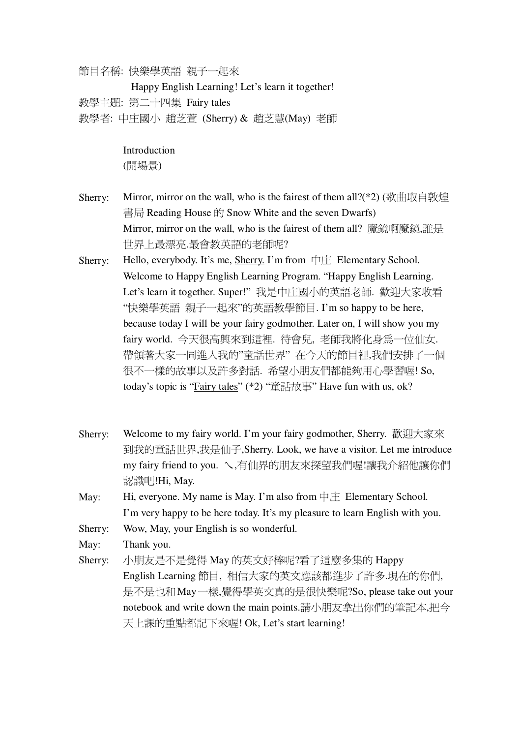節目名稱: 快樂學英語 親子一起來

Happy English Learning! Let's learn it together!

教學主題: 第二十四集 Fairy tales

教學者: 中庄國小 趙芝萱 (Sherry) & 趙芝慧(May) 老師

Introduction
(開場景)

Sherry: Mirror, mirror on the wall, who is the fairest of them all?(*2) (歌曲取自敦煌書局 Reading House 的 Snow White and the seven Dwarfs)
Mirror, mirror on the wall, who is the fairest of them all? 魔鏡啊魔鏡,誰是世界上最漂亮.最會教英語的老師呢?

Sherry: Hello, everybody. It's me, Sherry. I'm from 中庄 Elementary School. Welcome to Happy English Learning Program. "Happy English Learning. Let's learn it together. Super!" 我是中庄國小的英語老師. 歡迎大家收看"快樂學英語 親子一起來"的英語教學節目. I'm so happy to be here, because today I will be your fairy godmother. Later on, I will show you my fairy world. 今天很高興來到這裡. 待會兒, 老師我將化身爲一位仙女. 帶領著大家一同進入我的"童話世界" 在今天的節目裡,我們安排了一個很不一樣的故事以及許多對話. 希望小朋友們都能夠用心學習喔! So, today's topic is "Fairy tales" (*2) "童話故事" Have fun with us, ok?

Sherry: Welcome to my fairy world. I'm your fairy godmother, Sherry. 歡迎大家來到我的童話世界,我是仙子,Sherry. Look, we have a visitor. Let me introduce my fairy friend to you. ㄟ,有仙界的朋友來探望我們喔!讓我介紹他讓你們認識吧!Hi, May.

May: Hi, everyone. My name is May. I'm also from 中庄 Elementary School. I'm very happy to be here today. It's my pleasure to learn English with you.

Sherry: Wow, May, your English is so wonderful.

May: Thank you.

Sherry: 小朋友是不是覺得 May 的英文好棒呢?看了這麼多集的 Happy English Learning 節目, 相信大家的英文應該都進步了許多.現在的你們,是不是也和May一樣,覺得學英文真的是很快樂呢?So, please take out your notebook and write down the main points.請小朋友拿出你們的筆記本,把今天上課的重點都記下來喔! Ok, Let's start learning!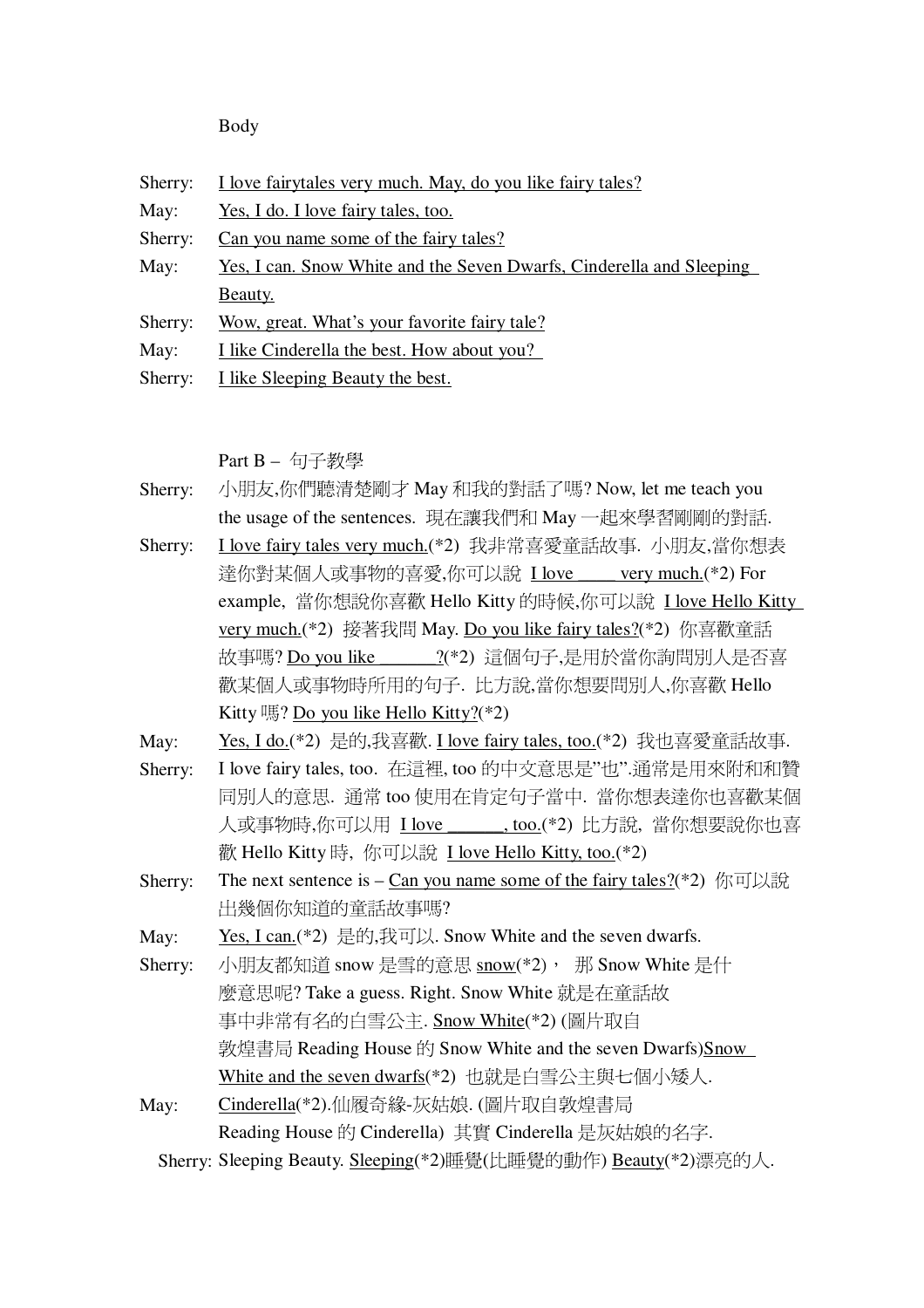Body

Sherry: I love fairytales very much. May, do you like fairy tales?

May: Yes, I do. I love fairy tales, too.

Sherry: Can you name some of the fairy tales?

May: Yes, I can. Snow White and the Seven Dwarfs, Cinderella and Sleeping Beauty.

Sherry: Wow, great. What's your favorite fairy tale?

May: I like Cinderella the best. How about you?

Sherry: I like Sleeping Beauty the best.

Part B – 句子教學

Sherry: 小朋友,你們聽清楚剛才 May 和我的對話了嗎? Now, let me teach you the usage of the sentences. 現在讓我們和 May 一起來學習剛剛的對話.

Sherry: I love fairy tales very much.(*2) 我非常喜愛童話故事. 小朋友,當你想表達你對某個人或事物的喜愛,你可以說 I love _____ very much.(*2) For example, 當你想說你喜歡 Hello Kitty 的時候,你可以說 I love Hello Kitty very much.(*2) 接著我問 May. Do you like fairy tales?(*2) 你喜歡童話故事嗎? Do you like _______?(*2) 這個句子,是用於當你詢問別人是否喜歡某個人或事物時所用的句子. 比方說,當你想要問別人,你喜歡 Hello Kitty 嗎? Do you like Hello Kitty?(*2)

May: Yes, I do.(*2) 是的,我喜歡. I love fairy tales, too.(*2) 我也喜愛童話故事.

Sherry: I love fairy tales, too. 在這裡, too 的中文意思是"也".通常是用來附和和贊同別人的意思. 通常 too 使用在肯定句子當中. 當你想表達你也喜歡某個人或事物時,你可以用 I love ______, too.(*2) 比方說, 當你想要說你也喜歡 Hello Kitty 時, 你可以說 I love Hello Kitty, too.(*2)

Sherry: The next sentence is – Can you name some of the fairy tales?(*2) 你可以說出幾個你知道的童話故事嗎?

May: Yes, I can.(*2) 是的,我可以. Snow White and the seven dwarfs.

Sherry: 小朋友都知道 snow 是雪的意思 snow(*2), 那 Snow White 是什麼意思呢? Take a guess. Right. Snow White 就是在童話故事中非常有名的白雪公主. Snow White(*2) (圖片取自敦煌書局 Reading House 的 Snow White and the seven Dwarfs)Snow White and the seven dwarfs(*2) 也就是白雪公主與七個小矮人.

May: Cinderella(*2).仙履奇緣-灰姑娘. (圖片取自敦煌書局 Reading House 的 Cinderella) 其實 Cinderella 是灰姑娘的名字.

Sherry: Sleeping Beauty. Sleeping(*2)睡覺(比睡覺的動作) Beauty(*2)漂亮的人.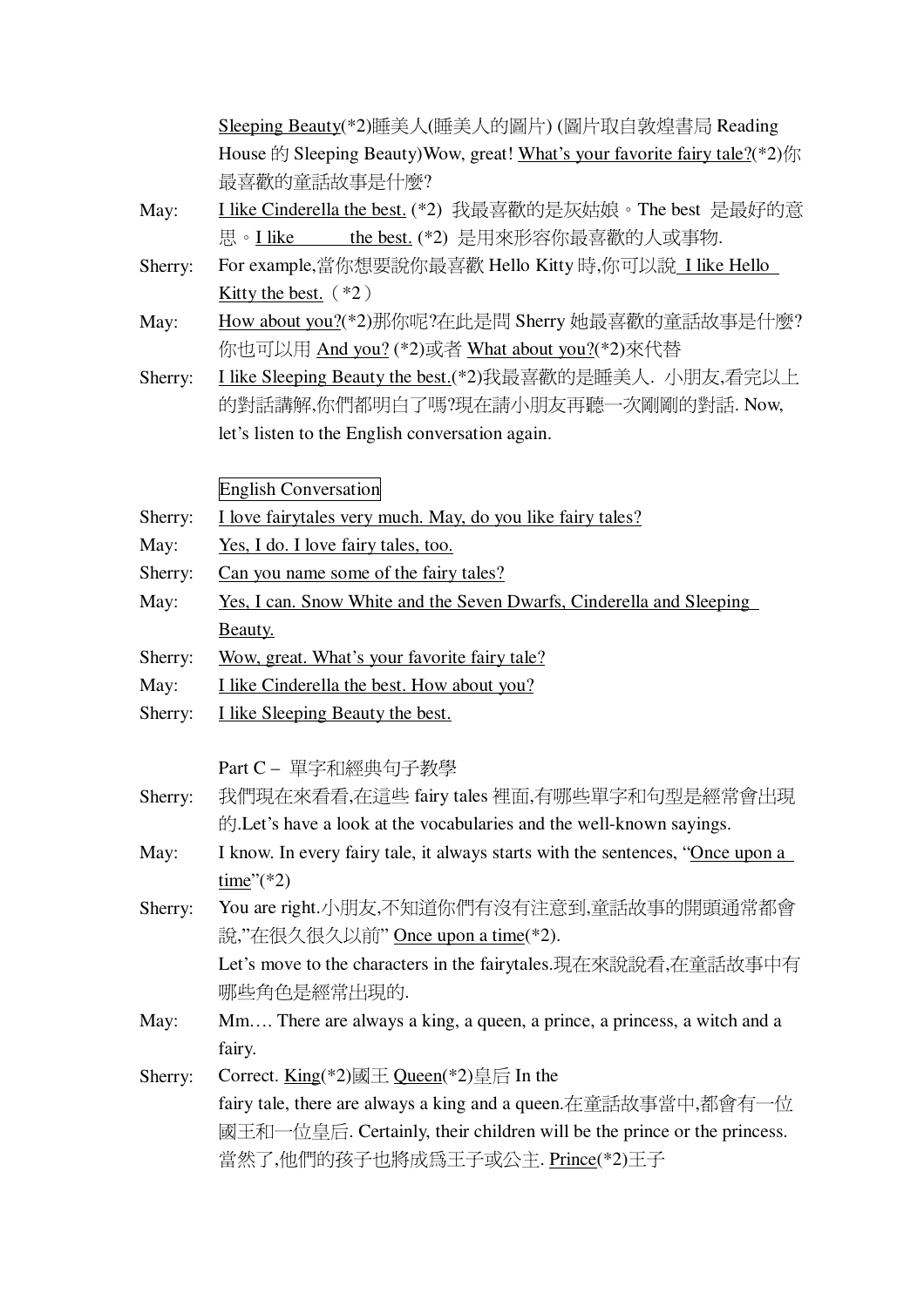Sleeping Beauty(*2)睡美人(睡美人的圖片) (圖片取自敦煌書局 Reading House 的 Sleeping Beauty)Wow, great! What's your favorite fairy tale?(*2)你最喜歡的童話故事是什麼?

May: I like Cinderella the best. (*2) 我最喜歡的是灰姑娘。The best 是最好的意思。I like ______ the best. (*2) 是用來形容你最喜歡的人或事物.

Sherry: For example,當你想要說你最喜歡 Hello Kitty 時,你可以說 I like Hello Kitty the best.（*2）

May: How about you?(*2)那你呢?在此是問 Sherry 她最喜歡的童話故事是什麼?你也可以用 And you? (*2)或者 What about you?(*2)來代替

Sherry: I like Sleeping Beauty the best.(*2)我最喜歡的是睡美人. 小朋友,看完以上的對話講解,你們都明白了嗎?現在請小朋友再聽一次剛剛的對話. Now, let's listen to the English conversation again.

English Conversation

Sherry: I love fairytales very much. May, do you like fairy tales?

May: Yes, I do. I love fairy tales, too.

Sherry: Can you name some of the fairy tales?

May: Yes, I can. Snow White and the Seven Dwarfs, Cinderella and Sleeping Beauty.

Sherry: Wow, great. What's your favorite fairy tale?

May: I like Cinderella the best. How about you?

Sherry: I like Sleeping Beauty the best.

Part C – 單字和經典句子教學

Sherry: 我們現在來看看,在這些 fairy tales 裡面,有哪些單字和句型是經常會出現的.Let's have a look at the vocabularies and the well-known sayings.

May: I know. In every fairy tale, it always starts with the sentences, "Once upon a time"(*2)

Sherry: You are right.小朋友,不知道你們有沒有注意到,童話故事的開頭通常都會說,"在很久很久以前" Once upon a time(*2).
Let's move to the characters in the fairytales.現在來說說看,在童話故事中有哪些角色是經常出現的.

May: Mm.… There are always a king, a queen, a prince, a princess, a witch and a fairy.

Sherry: Correct. King(*2)國王 Queen(*2)皇后 In the fairy tale, there are always a king and a queen.在童話故事當中,都會有一位國王和一位皇后. Certainly, their children will be the prince or the princess. 當然了,他們的孩子也將成爲王子或公主. Prince(*2)王子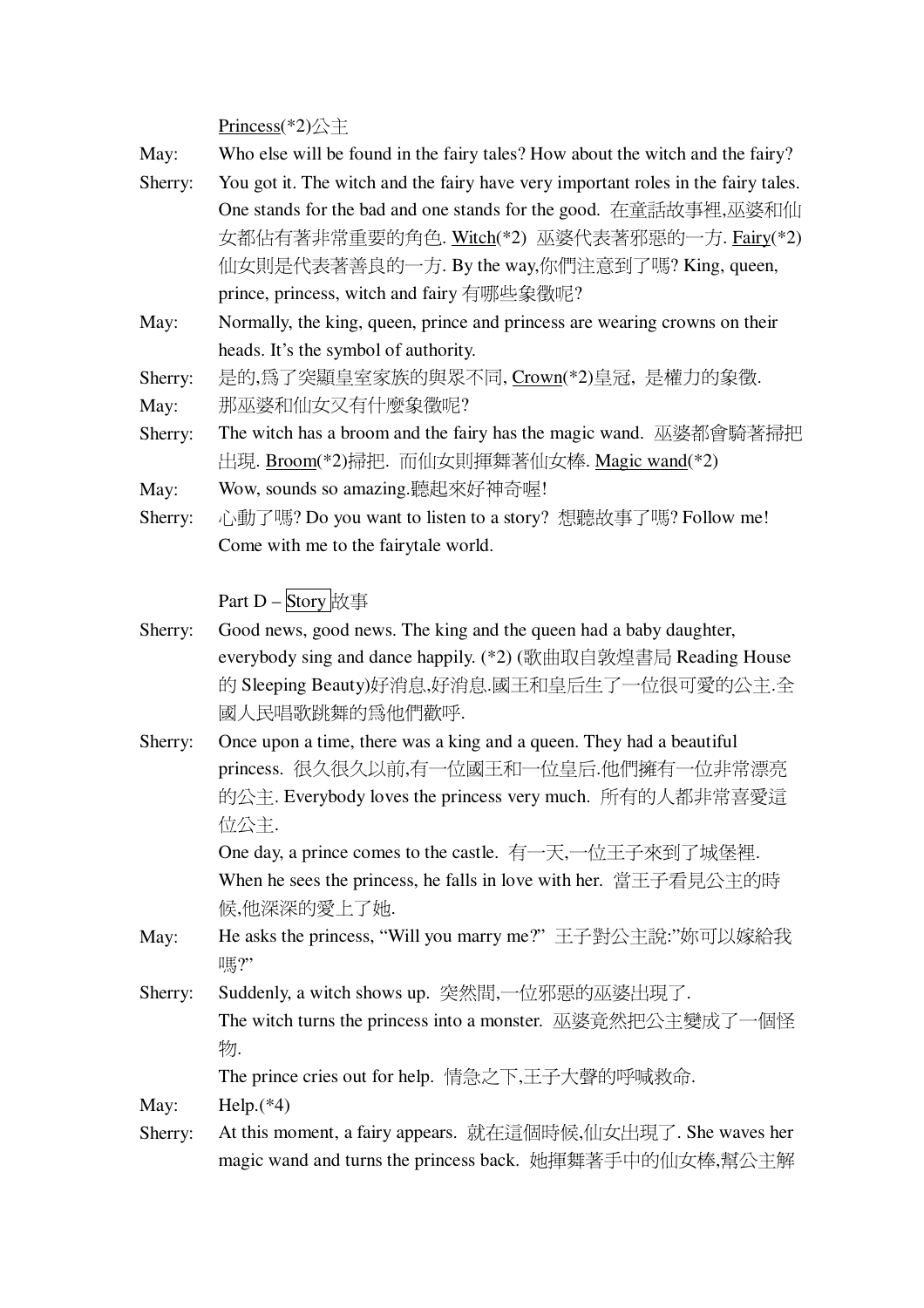<u>Princess</u>(*2)公主

May: Who else will be found in the fairy tales? How about the witch and the fairy?

Sherry: You got it. The witch and the fairy have very important roles in the fairy tales. One stands for the bad and one stands for the good. 在童話故事裡,巫婆和仙女都佔有著非常重要的角色. <u>Witch</u>(*2) 巫婆代表著邪惡的一方. <u>Fairy</u>(*2) 仙女則是代表著善良的一方. By the way,你們注意到了嗎? King, queen, prince, princess, witch and fairy 有哪些象徵呢?

May: Normally, the king, queen, prince and princess are wearing crowns on their heads. It's the symbol of authority.

Sherry: 是的,爲了突顯皇室家族的與眾不同, <u>Crown</u>(*2)皇冠, 是權力的象徵.

May: 那巫婆和仙女又有什麼象徵呢?

Sherry: The witch has a broom and the fairy has the magic wand. 巫婆都會騎著掃把出現. <u>Broom</u>(*2)掃把. 而仙女則揮舞著仙女棒. <u>Magic wand</u>(*2)

May: Wow, sounds so amazing.聽起來好神奇喔!

Sherry: 心動了嗎? Do you want to listen to a story? 想聽故事了嗎? Follow me! Come with me to the fairytale world.

Part D – Story 故事

Sherry: Good news, good news. The king and the queen had a baby daughter, everybody sing and dance happily. (*2) (歌曲取自敦煌書局 Reading House 的 Sleeping Beauty)好消息,好消息.國王和皇后生了一位很可愛的公主.全國人民唱歌跳舞的爲他們歡呼.

Sherry: Once upon a time, there was a king and a queen. They had a beautiful princess. 很久很久以前,有一位國王和一位皇后.他們擁有一位非常漂亮的公主. Everybody loves the princess very much. 所有的人都非常喜愛這位公主.

One day, a prince comes to the castle. 有一天,一位王子來到了城堡裡. When he sees the princess, he falls in love with her. 當王子看見公主的時候,他深深的愛上了她.

May: He asks the princess, "Will you marry me?" 王子對公主說:"妳可以嫁給我嗎?"

Sherry: Suddenly, a witch shows up. 突然間,一位邪惡的巫婆出現了.

The witch turns the princess into a monster. 巫婆竟然把公主變成了一個怪物.

The prince cries out for help. 情急之下,王子大聲的呼喊救命.

May: Help.(*4)

Sherry: At this moment, a fairy appears. 就在這個時候,仙女出現了. She waves her magic wand and turns the princess back. 她揮舞著手中的仙女棒,幫公主解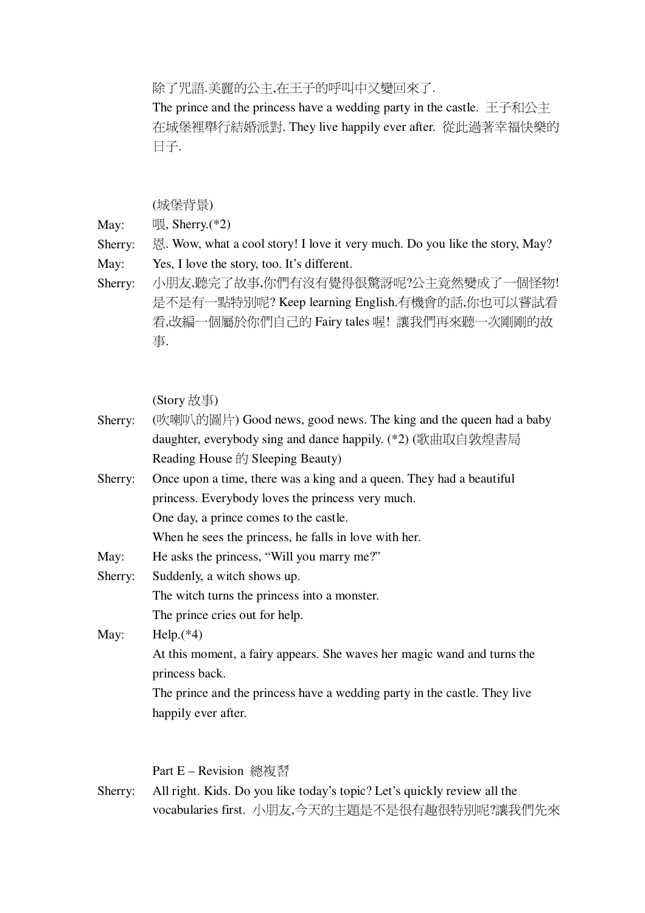除了咒語.美麗的公主,在王子的呼叫中又變回來了.

The prince and the princess have a wedding party in the castle. 王子和公主在城堡裡舉行結婚派對. They live happily ever after. 從此過著幸福快樂的日子.

(城堡背景)

May: 喂, Sherry.(*2)

Sherry: 恩. Wow, what a cool story! I love it very much. Do you like the story, May?

May: Yes, I love the story, too. It's different.

Sherry: 小朋友,聽完了故事,你們有沒有覺得很驚訝呢?公主竟然變成了一個怪物!是不是有一點特別呢? Keep learning English.有機會的話,你也可以嘗試看看,改編一個屬於你們自己的 Fairy tales 喔! 讓我們再來聽一次剛剛的故事.

(Story 故事)

Sherry: (吹喇叭的圖片) Good news, good news. The king and the queen had a baby daughter, everybody sing and dance happily. (*2) (歌曲取自敦煌書局 Reading House 的 Sleeping Beauty)

Sherry: Once upon a time, there was a king and a queen. They had a beautiful princess. Everybody loves the princess very much.
One day, a prince comes to the castle.
When he sees the princess, he falls in love with her.

May: He asks the princess, "Will you marry me?"

Sherry: Suddenly, a witch shows up.
The witch turns the princess into a monster.
The prince cries out for help.

May: Help.(*4)
At this moment, a fairy appears. She waves her magic wand and turns the princess back.
The prince and the princess have a wedding party in the castle. They live happily ever after.

Part E – Revision 總複習

Sherry: All right. Kids. Do you like today's topic? Let's quickly review all the vocabularies first. 小朋友,今天的主題是不是很有趣很特別呢?讓我們先來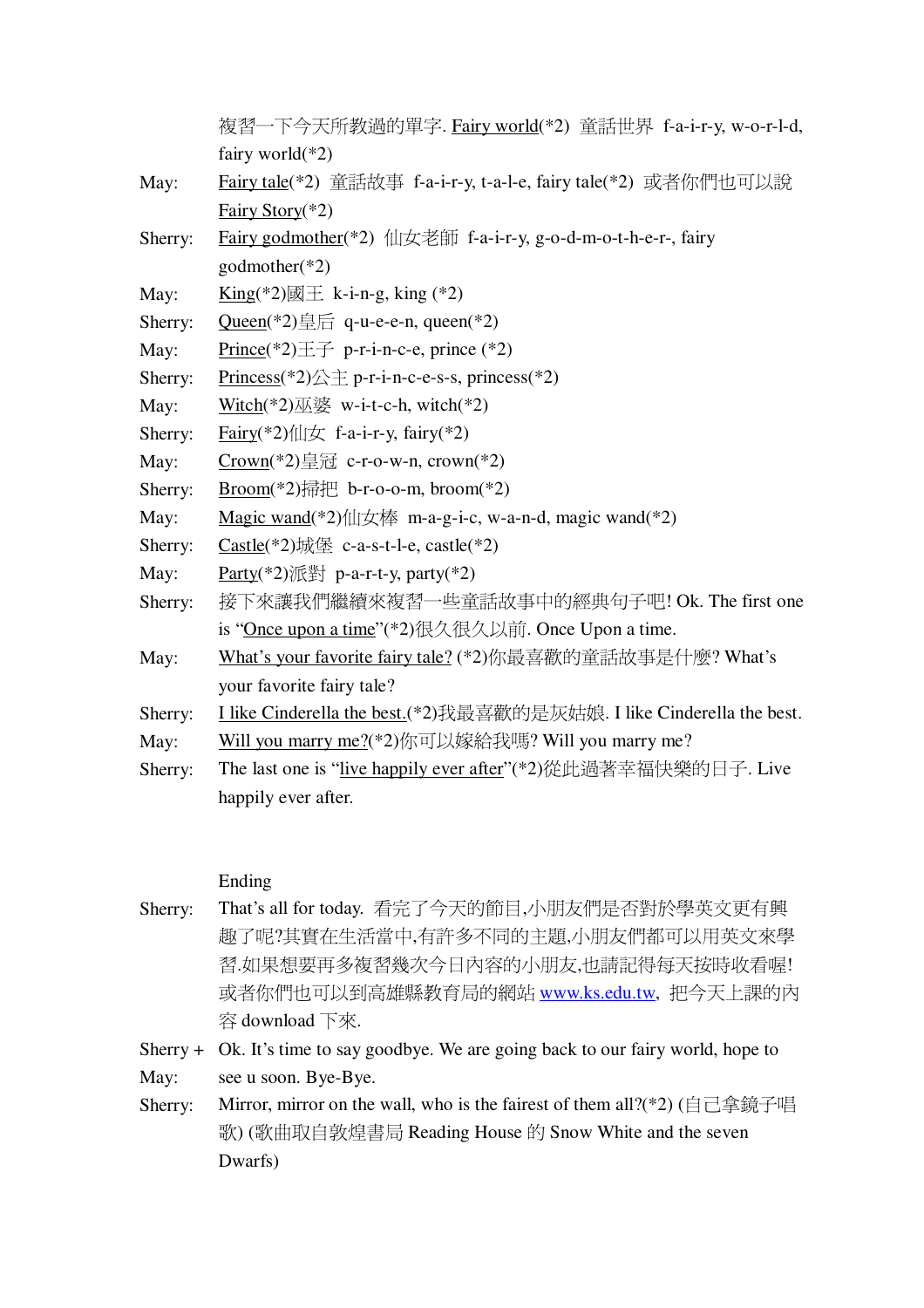複習一下今天所教過的單字. <u>Fairy world</u>(*2) 童話世界 f-a-i-r-y, w-o-r-l-d, fairy world(*2)

May: <u>Fairy tale</u>(*2) 童話故事 f-a-i-r-y, t-a-l-e, fairy tale(*2) 或者你們也可以說 <u>Fairy Story</u>(*2)

Sherry: <u>Fairy godmother</u>(*2) 仙女老師 f-a-i-r-y, g-o-d-m-o-t-h-e-r-, fairy godmother(*2)

May: <u>King</u>(*2)國王 k-i-n-g, king (*2)

Sherry: <u>Queen</u>(*2)皇后 q-u-e-e-n, queen(*2)

May: <u>Prince</u>(*2)王子 p-r-i-n-c-e, prince (*2)

Sherry: <u>Princess</u>(*2)公主 p-r-i-n-c-e-s-s, princess(*2)

May: <u>Witch</u>(*2)巫婆 w-i-t-c-h, witch(*2)

Sherry: <u>Fairy</u>(*2)仙女 f-a-i-r-y, fairy(*2)

May: <u>Crown</u>(*2)皇冠 c-r-o-w-n, crown(*2)

Sherry: <u>Broom</u>(*2)掃把 b-r-o-o-m, broom(*2)

May: <u>Magic wand</u>(*2)仙女棒 m-a-g-i-c, w-a-n-d, magic wand(*2)

Sherry: <u>Castle</u>(*2)城堡 c-a-s-t-l-e, castle(*2)

May: <u>Party</u>(*2)派對 p-a-r-t-y, party(*2)

Sherry: 接下來讓我們繼續來複習一些童話故事中的經典句子吧! Ok. The first one is "<u>Once upon a time</u>"(*2)很久很久以前. Once Upon a time.

May: <u>What's your favorite fairy tale?</u> (*2)你最喜歡的童話故事是什麼? What's your favorite fairy tale?

Sherry: <u>I like Cinderella the best.</u>(*2)我最喜歡的是灰姑娘. I like Cinderella the best.

May: <u>Will you marry me?</u>(*2)你可以嫁給我嗎? Will you marry me?

Sherry: The last one is "<u>live happily ever after</u>"(*2)從此過著幸福快樂的日子. Live happily ever after.

Ending

Sherry: That's all for today. 看完了今天的節目,小朋友們是否對於學英文更有興趣了呢?其實在生活當中,有許多不同的主題,小朋友們都可以用英文來學習.如果想要再多複習幾次今日內容的小朋友,也請記得每天按時收看喔!或者你們也可以到高雄縣教育局的網站 <u>www.ks.edu.tw</u>, 把今天上課的內容 download 下來.

Sherry + May: Ok. It's time to say goodbye. We are going back to our fairy world, hope to see u soon. Bye-Bye.

Sherry: Mirror, mirror on the wall, who is the fairest of them all?(*2) (自己拿鏡子唱歌) (歌曲取自敦煌書局 Reading House 的 Snow White and the seven Dwarfs)